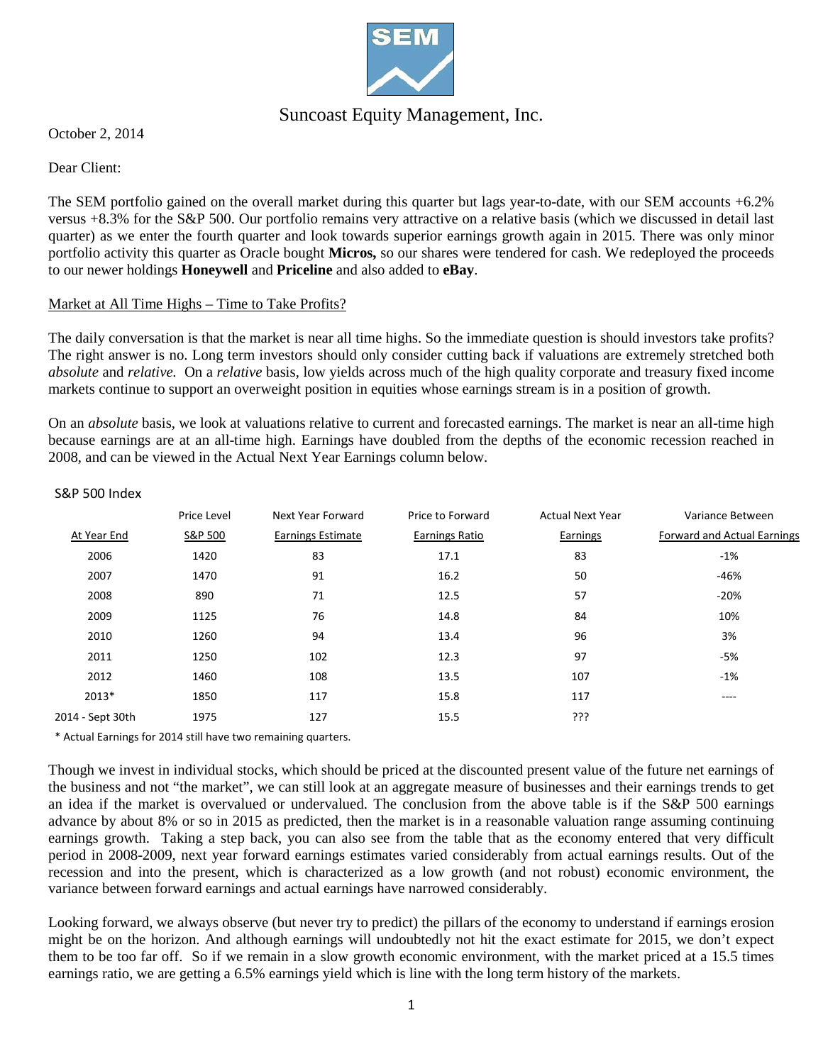SEM

Suncoast Equity Management, Inc.

October 2, 2014

Dear Client:

The SEM portfolio gained on the overall market during this quarter but lags year-to-date, with our SEM accounts +6.2% versus +8.3% for the S&P 500. Our portfolio remains very attractive on a relative basis (which we discussed in detail last quarter) as we enter the fourth quarter and look towards superior earnings growth again in 2015. There was only minor portfolio activity this quarter as Oracle bought **Micros,** so our shares were tendered for cash. We redeployed the proceeds to our newer holdings **Honeywell** and **Priceline** and also added to **eBay**.

## Market at All Time Highs – Time to Take Profits?

The daily conversation is that the market is near all time highs. So the immediate question is should investors take profits? The right answer is no. Long term investors should only consider cutting back if valuations are extremely stretched both *absolute* and *relative.* On a *relative* basis, low yields across much of the high quality corporate and treasury fixed income markets continue to support an overweight position in equities whose earnings stream is in a position of growth.

On an *absolute* basis, we look at valuations relative to current and forecasted earnings. The market is near an all-time high because earnings are at an all-time high. Earnings have doubled from the depths of the economic recession reached in 2008, and can be viewed in the Actual Next Year Earnings column below.

S&P 500 Index

| At Year End | Price Level S&P 500 | Next Year Forward Earnings Estimate | Price to Forward Earnings Ratio | Actual Next Year Earnings | Variance Between Forward and Actual Earnings |
|---|---|---|---|---|---|
| 2006 | 1420 | 83 | 17.1 | 83 | -1% |
| 2007 | 1470 | 91 | 16.2 | 50 | -46% |
| 2008 | 890 | 71 | 12.5 | 57 | -20% |
| 2009 | 1125 | 76 | 14.8 | 84 | 10% |
| 2010 | 1260 | 94 | 13.4 | 96 | 3% |
| 2011 | 1250 | 102 | 12.3 | 97 | -5% |
| 2012 | 1460 | 108 | 13.5 | 107 | -1% |
| 2013* | 1850 | 117 | 15.8 | 117 | ---- |
| 2014 - Sept 30th | 1975 | 127 | 15.5 | ??? | |

\* Actual Earnings for 2014 still have two remaining quarters.

Though we invest in individual stocks, which should be priced at the discounted present value of the future net earnings of the business and not "the market", we can still look at an aggregate measure of businesses and their earnings trends to get an idea if the market is overvalued or undervalued. The conclusion from the above table is if the S&P 500 earnings advance by about 8% or so in 2015 as predicted, then the market is in a reasonable valuation range assuming continuing earnings growth. Taking a step back, you can also see from the table that as the economy entered that very difficult period in 2008-2009, next year forward earnings estimates varied considerably from actual earnings results. Out of the recession and into the present, which is characterized as a low growth (and not robust) economic environment, the variance between forward earnings and actual earnings have narrowed considerably.

Looking forward, we always observe (but never try to predict) the pillars of the economy to understand if earnings erosion might be on the horizon. And although earnings will undoubtedly not hit the exact estimate for 2015, we don't expect them to be too far off. So if we remain in a slow growth economic environment, with the market priced at a 15.5 times earnings ratio, we are getting a 6.5% earnings yield which is line with the long term history of the markets.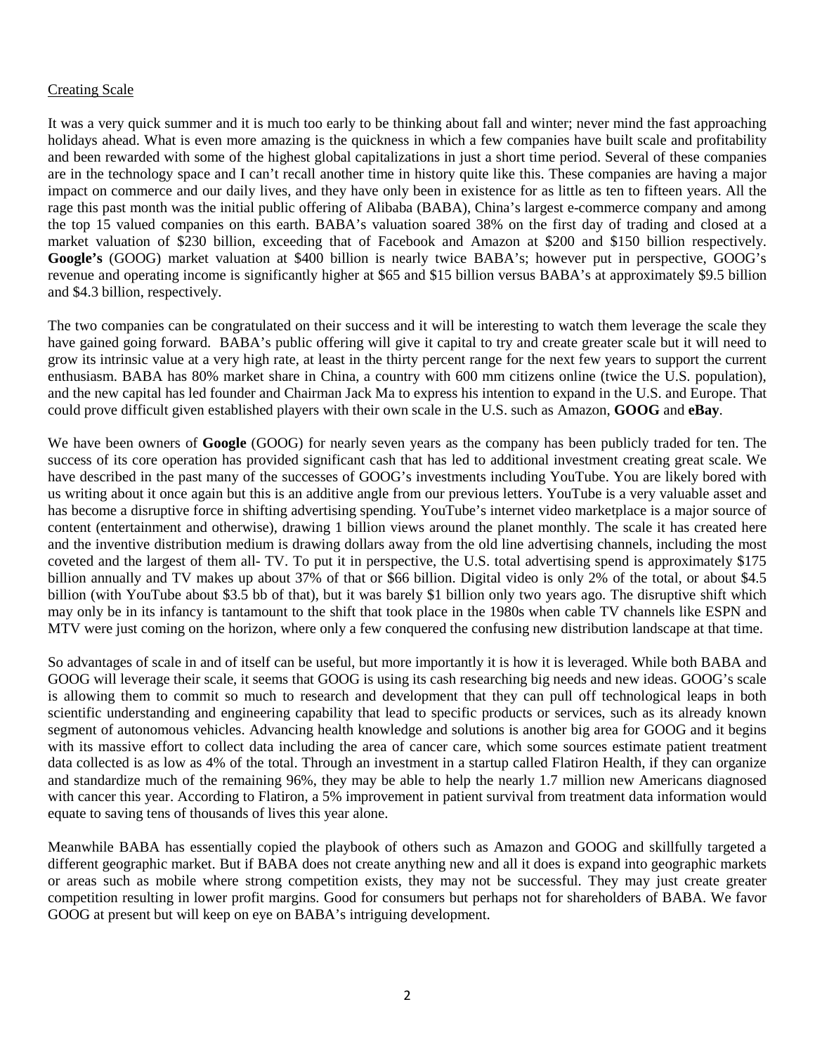## Creating Scale

It was a very quick summer and it is much too early to be thinking about fall and winter; never mind the fast approaching holidays ahead. What is even more amazing is the quickness in which a few companies have built scale and profitability and been rewarded with some of the highest global capitalizations in just a short time period. Several of these companies are in the technology space and I can't recall another time in history quite like this. These companies are having a major impact on commerce and our daily lives, and they have only been in existence for as little as ten to fifteen years. All the rage this past month was the initial public offering of Alibaba (BABA), China's largest e-commerce company and among the top 15 valued companies on this earth. BABA's valuation soared 38% on the first day of trading and closed at a market valuation of $230 billion, exceeding that of Facebook and Amazon at $200 and $150 billion respectively. **Google's** (GOOG) market valuation at $400 billion is nearly twice BABA's; however put in perspective, GOOG's revenue and operating income is significantly higher at $65 and $15 billion versus BABA's at approximately $9.5 billion and $4.3 billion, respectively.

The two companies can be congratulated on their success and it will be interesting to watch them leverage the scale they have gained going forward. BABA's public offering will give it capital to try and create greater scale but it will need to grow its intrinsic value at a very high rate, at least in the thirty percent range for the next few years to support the current enthusiasm. BABA has 80% market share in China, a country with 600 mm citizens online (twice the U.S. population), and the new capital has led founder and Chairman Jack Ma to express his intention to expand in the U.S. and Europe. That could prove difficult given established players with their own scale in the U.S. such as Amazon, **GOOG** and **eBay**.

We have been owners of **Google** (GOOG) for nearly seven years as the company has been publicly traded for ten. The success of its core operation has provided significant cash that has led to additional investment creating great scale. We have described in the past many of the successes of GOOG's investments including YouTube. You are likely bored with us writing about it once again but this is an additive angle from our previous letters. YouTube is a very valuable asset and has become a disruptive force in shifting advertising spending. YouTube's internet video marketplace is a major source of content (entertainment and otherwise), drawing 1 billion views around the planet monthly. The scale it has created here and the inventive distribution medium is drawing dollars away from the old line advertising channels, including the most coveted and the largest of them all- TV. To put it in perspective, the U.S. total advertising spend is approximately $175 billion annually and TV makes up about 37% of that or $66 billion. Digital video is only 2% of the total, or about $4.5 billion (with YouTube about $3.5 bb of that), but it was barely $1 billion only two years ago. The disruptive shift which may only be in its infancy is tantamount to the shift that took place in the 1980s when cable TV channels like ESPN and MTV were just coming on the horizon, where only a few conquered the confusing new distribution landscape at that time.

So advantages of scale in and of itself can be useful, but more importantly it is how it is leveraged. While both BABA and GOOG will leverage their scale, it seems that GOOG is using its cash researching big needs and new ideas. GOOG's scale is allowing them to commit so much to research and development that they can pull off technological leaps in both scientific understanding and engineering capability that lead to specific products or services, such as its already known segment of autonomous vehicles. Advancing health knowledge and solutions is another big area for GOOG and it begins with its massive effort to collect data including the area of cancer care, which some sources estimate patient treatment data collected is as low as 4% of the total. Through an investment in a startup called Flatiron Health, if they can organize and standardize much of the remaining 96%, they may be able to help the nearly 1.7 million new Americans diagnosed with cancer this year. According to Flatiron, a 5% improvement in patient survival from treatment data information would equate to saving tens of thousands of lives this year alone.

Meanwhile BABA has essentially copied the playbook of others such as Amazon and GOOG and skillfully targeted a different geographic market. But if BABA does not create anything new and all it does is expand into geographic markets or areas such as mobile where strong competition exists, they may not be successful. They may just create greater competition resulting in lower profit margins. Good for consumers but perhaps not for shareholders of BABA. We favor GOOG at present but will keep on eye on BABA's intriguing development.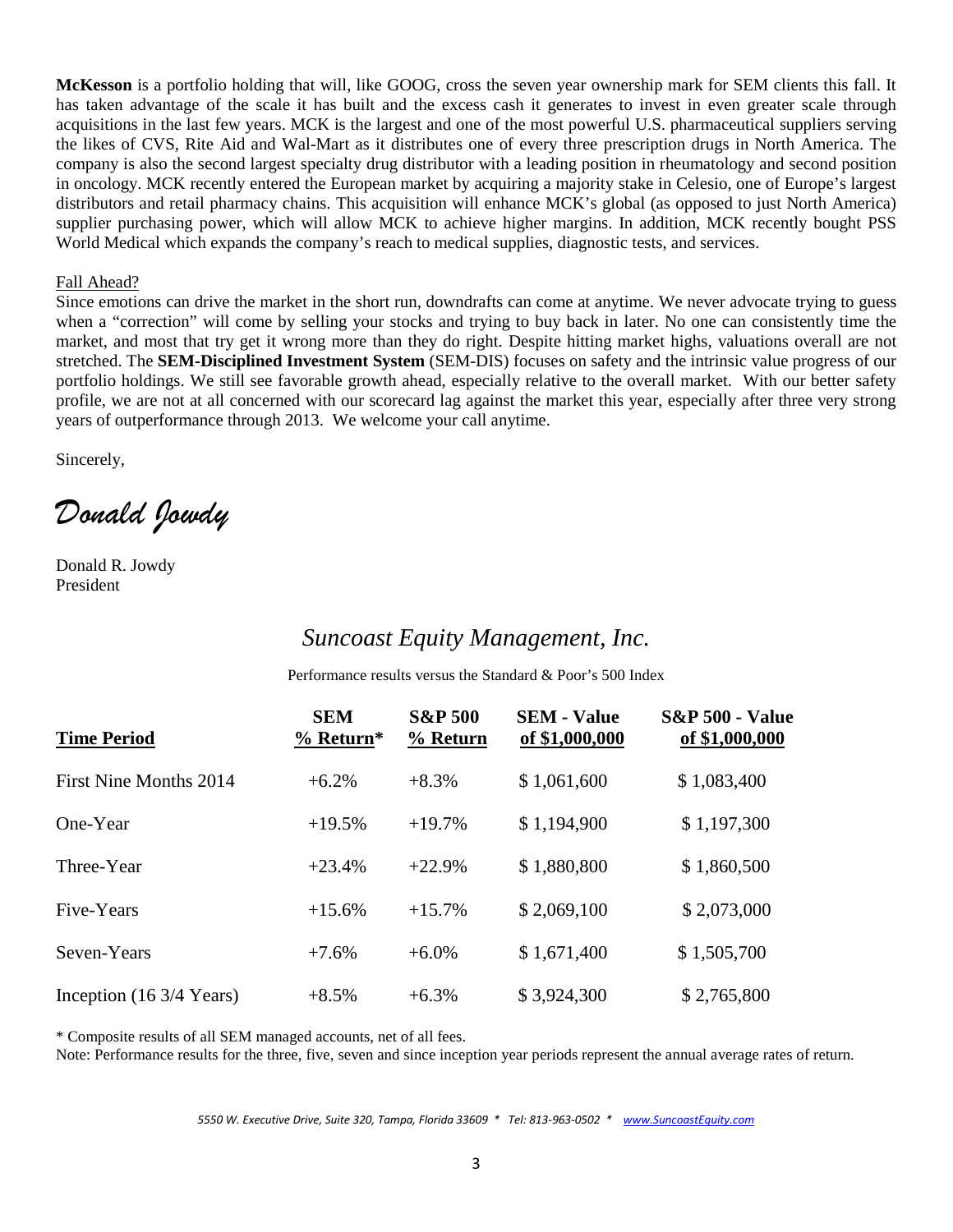**McKesson** is a portfolio holding that will, like GOOG, cross the seven year ownership mark for SEM clients this fall. It has taken advantage of the scale it has built and the excess cash it generates to invest in even greater scale through acquisitions in the last few years. MCK is the largest and one of the most powerful U.S. pharmaceutical suppliers serving the likes of CVS, Rite Aid and Wal-Mart as it distributes one of every three prescription drugs in North America. The company is also the second largest specialty drug distributor with a leading position in rheumatology and second position in oncology. MCK recently entered the European market by acquiring a majority stake in Celesio, one of Europe's largest distributors and retail pharmacy chains. This acquisition will enhance MCK's global (as opposed to just North America) supplier purchasing power, which will allow MCK to achieve higher margins. In addition, MCK recently bought PSS World Medical which expands the company's reach to medical supplies, diagnostic tests, and services.

Fall Ahead?

Since emotions can drive the market in the short run, downdrafts can come at anytime. We never advocate trying to guess when a "correction" will come by selling your stocks and trying to buy back in later. No one can consistently time the market, and most that try get it wrong more than they do right. Despite hitting market highs, valuations overall are not stretched. The **SEM-Disciplined Investment System** (SEM-DIS) focuses on safety and the intrinsic value progress of our portfolio holdings. We still see favorable growth ahead, especially relative to the overall market. With our better safety profile, we are not at all concerned with our scorecard lag against the market this year, especially after three very strong years of outperformance through 2013. We welcome your call anytime.

Sincerely,

*Donald Jowdy*

Donald R. Jowdy
President

## *Suncoast Equity Management, Inc.*

Performance results versus the Standard & Poor's 500 Index

| Time Period | SEM % Return* | S&P 500 % Return | SEM - Value of $1,000,000 | S&P 500 - Value of $1,000,000 |
|---|---|---|---|---|
| First Nine Months 2014 | +6.2% | +8.3% | $ 1,061,600 | $ 1,083,400 |
| One-Year | +19.5% | +19.7% | $ 1,194,900 | $ 1,197,300 |
| Three-Year | +23.4% | +22.9% | $ 1,880,800 | $ 1,860,500 |
| Five-Years | +15.6% | +15.7% | $ 2,069,100 | $ 2,073,000 |
| Seven-Years | +7.6% | +6.0% | $ 1,671,400 | $ 1,505,700 |
| Inception (16 3/4 Years) | +8.5% | +6.3% | $ 3,924,300 | $ 2,765,800 |

\* Composite results of all SEM managed accounts, net of all fees.

Note: Performance results for the three, five, seven and since inception year periods represent the annual average rates of return.

*5550 W. Executive Drive, Suite 320, Tampa, Florida 33609 \* Tel: 813-963-0502 \* www.SuncoastEquity.com*